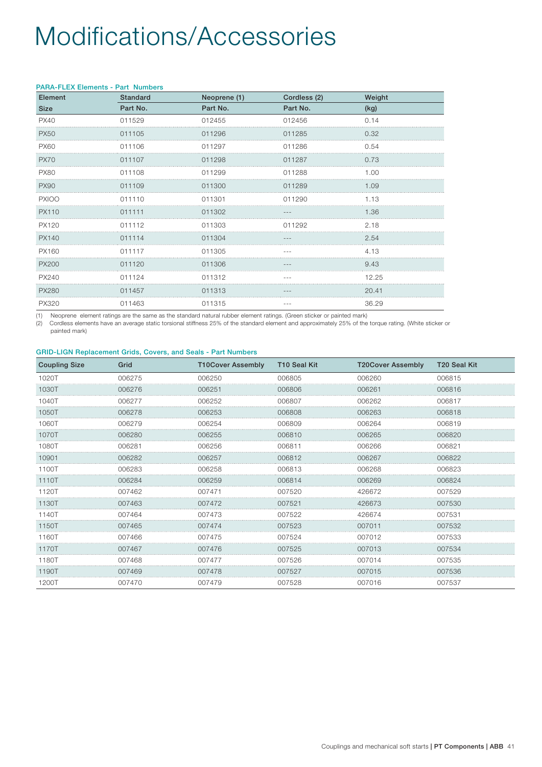# Modifications/Accessories

### PARA-FLEX Elements - Part Numbers

| Element Size | Standard Part No. | Neoprene (1) Part No. | Cordless (2) Part No. | Weight (kg) |
|---|---|---|---|---|
| PX40 | 011529 | 012455 | 012456 | 0.14 |
| PX50 | 011105 | 011296 | 011285 | 0.32 |
| PX60 | 011106 | 011297 | 011286 | 0.54 |
| PX70 | 011107 | 011298 | 011287 | 0.73 |
| PX80 | 011108 | 011299 | 011288 | 1.00 |
| PX90 | 011109 | 011300 | 011289 | 1.09 |
| PXIOO | 011110 | 011301 | 011290 | 1.13 |
| PX110 | 011111 | 011302 | --- | 1.36 |
| PX120 | 011112 | 011303 | 011292 | 2.18 |
| PX140 | 011114 | 011304 | --- | 2.54 |
| PX160 | 011117 | 011305 | --- | 4.13 |
| PX200 | 011120 | 011306 | --- | 9.43 |
| PX240 | 011124 | 011312 | --- | 12.25 |
| PX280 | 011457 | 011313 | --- | 20.41 |
| PX320 | 011463 | 011315 | --- | 36.29 |

(1) Neoprene element ratings are the same as the standard natural rubber element ratings. (Green sticker or painted mark)
(2) Cordless elements have an average static torsional stiffness 25% of the standard element and approximately 25% of the torque rating. (White sticker or painted mark)

### GRID-LIGN Replacement Grids, Covers, and Seals - Part Numbers

| Coupling Size | Grid | T10Cover Assembly | T10 Seal Kit | T20Cover Assembly | T20 Seal Kit |
|---|---|---|---|---|---|
| 1020T | 006275 | 006250 | 006805 | 006260 | 006815 |
| 1030T | 006276 | 006251 | 006806 | 006261 | 006816 |
| 1040T | 006277 | 006252 | 006807 | 006262 | 006817 |
| 1050T | 006278 | 006253 | 006808 | 006263 | 006818 |
| 1060T | 006279 | 006254 | 006809 | 006264 | 006819 |
| 1070T | 006280 | 006255 | 006810 | 006265 | 006820 |
| 1080T | 006281 | 006256 | 006811 | 006266 | 006821 |
| 10901 | 006282 | 006257 | 006812 | 006267 | 006822 |
| 1100T | 006283 | 006258 | 006813 | 006268 | 006823 |
| 1110T | 006284 | 006259 | 006814 | 006269 | 006824 |
| 1120T | 007462 | 007471 | 007520 | 426672 | 007529 |
| 1130T | 007463 | 007472 | 007521 | 426673 | 007530 |
| 1140T | 007464 | 007473 | 007522 | 426674 | 007531 |
| 1150T | 007465 | 007474 | 007523 | 007011 | 007532 |
| 1160T | 007466 | 007475 | 007524 | 007012 | 007533 |
| 1170T | 007467 | 007476 | 007525 | 007013 | 007534 |
| 1180T | 007468 | 007477 | 007526 | 007014 | 007535 |
| 1190T | 007469 | 007478 | 007527 | 007015 | 007536 |
| 1200T | 007470 | 007479 | 007528 | 007016 | 007537 |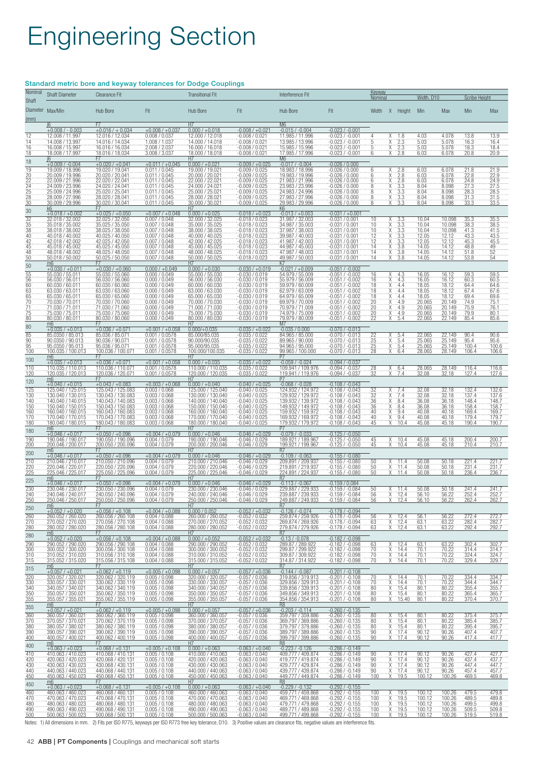# Engineering Section

### Standard metric bore and keyway tolerances for Dodge Couplings

| Nominal Shaft Diameter (mm) | Shaft Diameter | Clearance Fit | | Transitional Fit | | Interference Fit | | Keyway Nominal | | | Width, D10 | | Scribe Height | |
|---|---|---|---|---|---|---|---|---|---|---|---|---|---|---|
| | Max/Min | Hub Bore | Fit | Hub Bore | Fit | Hub Bore | Fit | Width | X | Height | Min | Max | Min | Max |
| | j6 +0.008 / - 0.003 | F7 +0.016 / + 0.034 | +0.008 / +0.037 | H7 0.000 / +0.018 | -0.008 / +0.021 | M6 -0.015 / -0.004 | -0.023 / -0.001 | | | | | | | |
| 12 | 12.008 / 11.997 | 12.016 / 12.034 | 0.008 / 0.037 | 12.000 / 12.018 | -0.008 / 0.021 | 11.985 / 11.996 | -0.023 / -0.001 | 4 | X | 1.8 | 4.03 | 4.078 | 13.8 | 13.9 |
| 14 | 14.008 / 13.997 | 14.016 / 14.034 | 1.008 / 1.037 | 14.000 / 14.018 | -0.008 / 0.021 | 13.985 / 13.996 | -0.023 / -0.001 | 5 | X | 2.3 | 5.03 | 5.078 | 16.3 | 16.4 |
| 16 | 16.008 / 15.997 | 16.016 / 16.034 | 2.008 / 2.037 | 16.000 / 16.018 | -0.008 / 0.021 | 15.985 / 15.996 | -0.023 / -0.001 | 5 | X | 2.3 | 5.03 | 5.078 | 18.3 | 18.4 |
| 18 | 18.008 / 17.997 | 18.016 / 18.034 | 3.008 / 3.037 | 18.000 / 18.018 | -0.008 / 0.021 | 17.985 / 17.996 | -0.023 / -0.001 | 6 | X | 2.8 | 6.03 | 6.078 | 20.8 | 20.9 |
| 18 | j6 +0.009 / -0.004 | F7 +0.020 / +0.041 | +0.011 / +0.045 | H7 0.000 / +0.021 | -0.009 / +0.025 | M6 -0.017 / -0.004 | -0.026 / 0.000 | | | | | | | |
| 19 | 19.009 / 18.996 | 19.020 / 19.041 | 0.011 / 0.045 | 19.000 / 19.021 | -0.009 / 0.025 | 18.983 / 18.996 | -0.026 / 0.000 | 6 | X | 2.8 | 6.03 | 6.078 | 21.8 | 21.9 |
| 20 | 20.009 / 19.996 | 20.020 / 20.041 | 0.011 / 0.045 | 20.000 / 20.021 | -0.009 / 0.025 | 19.983 / 19.996 | -0.026 / 0.000 | 6 | X | 2.8 | 6.03 | 6.078 | 22.8 | 22.9 |
| 22 | 22.009 / 21.996 | 22.020 / 22.041 | 0.011 / 0.045 | 22.000 / 22.021 | -0.009 / 0.025 | 21.983 / 21.996 | -0.026 / 0.000 | 6 | X | 2.8 | 6.03 | 6.078 | 24.8 | 24.9 |
| 24 | 24.009 / 23.996 | 24.020 / 24.041 | 0.011 / 0.045 | 24.000 / 24.021 | -0.009 / 0.025 | 23.983 / 23.996 | -0.026 / 0.000 | 8 | X | 3.3 | 8.04 | 8.098 | 27.3 | 27.5 |
| 25 | 25.009 / 24.996 | 25.020 / 25.041 | 0.011 / 0.045 | 25.000 / 25.021 | -0.009 / 0.025 | 24.983 / 24.996 | -0.026 / 0.000 | 8 | X | 3.3 | 8.04 | 8.098 | 28.3 | 28.5 |
| 28 | 28.009 / 27.996 | 28.020 / 28.041 | 0.011 / 0.045 | 28.000 / 28.021 | -0.009 / 0.025 | 27.983 / 27.996 | -0.026 / 0.000 | 8 | X | 3.3 | 8.04 | 8.098 | 31.3 | 31.5 |
| 30 | 30.009 / 29.996 | 30.020 / 30.041 | 0.011 / 0.045 | 30.000 / 30.021 | -0.009 / 0.025 | 29.983 / 29.996 | -0.026 / 0.000 | 8 | X | 3.3 | 8.04 | 8.098 | 33.3 | 33.5 |
| 30 | k6 +0.018 / +0.002 | F7 +0.025 / +0.050 | +0.007 / +0.048 | H7 0.000 / +0.025 | -0.018 / +0.023 | K6 -0.013 / +0.003 | -0.031 / +0.001 | | | | | | | |
| 32 | 32.018 / 32.002 | 32.025 / 32.050 | 0.007 / 0.048 | 32.000 / 32.025 | -0.018 / 0.023 | 31.987 / 32.003 | -0.031 / 0.001 | 10 | X | 3.3 | 10.04 | 10.098 | 35.3 | 35.5 |
| 35 | 35.018 / 35.002 | 35.025 / 35.050 | 0.007 / 0.048 | 35.000 / 35.025 | -0.018 / 0.023 | 34.987 / 35.003 | -0.031 / 0.001 | 10 | X | 3.3 | 10.04 | 10.098 | 38.3 | 38.5 |
| 38 | 38.018 / 38.002 | 38.025 / 38.050 | 0.007 / 0.048 | 38.000 / 38.025 | -0.018 / 0.023 | 37.987 / 38.003 | -0.031 / 0.001 | 10 | X | 3.3 | 10.04 | 10.098 | 41.3 | 41.5 |
| 40 | 40.018 / 40.002 | 40.025 / 40.050 | 0.007 / 0.048 | 40.000 / 40.025 | -0.018 / 0.023 | 39.987 / 40.003 | -0.031 / 0.001 | 12 | X | 3.3 | 12.05 | 12.12 | 43.3 | 43.5 |
| 42 | 42.018 / 42.002 | 42.025 / 42.050 | 0.007 / 0.048 | 42.000 / 42.025 | -0.018 / 0.023 | 41.987 / 42.003 | -0.031 / 0.001 | 12 | X | 3.3 | 12.05 | 12.12 | 45.3 | 45.5 |
| 45 | 45.018 / 45.002 | 45.025 / 45.050 | 0.007 / 0.048 | 45.000 / 45.025 | -0.018 / 0.023 | 44.987 / 45.003 | -0.031 / 0.001 | 14 | X | 3.8 | 14.05 | 14.12 | 48.8 | 49 |
| 48 | 48.018 / 48.002 | 48.025 / 48.050 | 0.007 / 0.048 | 48.000 / 48.025 | -0.018 / 0.023 | 47.987 / 48.003 | -0.031 / 0.001 | 14 | X | 3.8 | 14.05 | 14.12 | 51.8 | 52 |
| 50 | 50.018 / 50.002 | 50.025 / 50.050 | 0.007 / 0.048 | 50.000 / 50.025 | -0.018 / 0.023 | 49.987 / 50.003 | -0.031 / 0.001 | 14 | X | 3.8 | 14.05 | 14.12 | 53.8 | 54 |
| 50 | m6 +0.030 / +0.011 | F7 +0.030 / +0.060 | 0.000 / +0.049 | H7 0.000 / +0.030 | -0.030 / +0.019 | K7 -0.021 / +0.009 | -0.051 / -0.002 | | | | | | | |
| 55 | 55.030 / 55.011 | 55.030 / 55.060 | 0.000 / 0.049 | 55.000 / 55.030 | -0.030 / 0.019 | 54.979 / 55.009 | -0.051 / -0.002 | 16 | X | 4.3 | 16.05 | 16.12 | 59.3 | 59.5 |
| 56 | 56.030 / 56.011 | 56.030 / 56.060 | 0.000 / 0.049 | 56.000 / 56.030 | -0.030 / 0.019 | 55.979 / 56.009 | -0.051 / -0.002 | 16 | X | 4.3 | 16.05 | 16.12 | 60.3 | 60.5 |
| 60 | 60.030 / 60.011 | 60.030 / 60.060 | 0.000 / 0.049 | 60.000 / 60.030 | -0.030 / 0.019 | 59.979 / 60.009 | -0.051 / -0.002 | 18 | X | 4.4 | 18.05 | 18.12 | 64.4 | 64.6 |
| 63 | 63.030 / 63.011 | 63.030 / 63.060 | 0.000 / 0.049 | 63.000 / 63.030 | -0.030 / 0.019 | 62.979 / 63.009 | -0.051 / -0.002 | 18 | X | 4.4 | 18.05 | 18.12 | 67.4 | 67.6 |
| 65 | 65.030 / 65.011 | 65.030 / 65.060 | 0.000 / 0.049 | 65.000 / 65.030 | -0.030 / 0.019 | 64.979 / 65.009 | -0.051 / -0.002 | 18 | X | 4.4 | 18.05 | 18.12 | 69.4 | 69.6 |
| 70 | 70.030 / 70.011 | 70.030 / 70.060 | 0.000 / 0.049 | 70.000 / 70.030 | -0.030 / 0.019 | 69.979 / 70.009 | -0.051 / -0.002 | 20 | X | 4.9 | 20.065 | 20.149 | 74.9 | 75.1 |
| 71 | 71.030 / 71.011 | 71.030 / 71.060 | 0.000 / 0.049 | 71.000 / 71.030 | -0.030 / 0.019 | 70.979 / 71.009 | -0.051 / -0.002 | 20 | X | 4.9 | 20.065 | 20.149 | 75.9 | 76.1 |
| 75 | 75.030 / 75.011 | 75.030 / 75.060 | 0.000 / 0.049 | 75.000 / 75.030 | -0.030 / 0.019 | 74.979 / 75.009 | -0.051 / -0.002 | 20 | X | 4.9 | 20.065 | 20.149 | 79.9 | 80.1 |
| 80 | 80.030 / 80.011 | 80.030 / 80.060 | 0.000 / 0.049 | 80.000 / 80.030 | -0.030 / 0.019 | 79.979 / 80.009 | -0.051 / -0.002 | 22 | X | 5.4 | 22.065 | 22.149 | 85.4 | 85.6 |
| 80 | m6 +0.035 / +0.013 | F7 +0.036 / +0.071 | +0.001 / +0.058 | H7 0.000/+0.035 | -0.035 / +0.022 | M7 -0.035 / 0.000 | -0.070 / -0.013 | | | | | | | |
| 85 | 85.0350 / 85.013 | 85.036 / 85.071 | 0.001 / 0.0578 | 85.000/85.035 | -0.035 / 0.022 | 84.965 / 85.000 | -0.070 / -0.013 | 22 | X | 5.4 | 22.065 | 22.149 | 90.4 | 90.6 |
| 90 | 90.0350 / 90.013 | 90.036 / 90.071 | 0.001 / 0.0578 | 90.000/90.035 | -0.035 / 0.022 | 89.965 / 90.000 | -0.070 / -0.013 | 25 | X | 5.4 | 25.065 | 25.149 | 95.4 | 95.6 |
| 95 | 95.0350 / 95.013 | 95.036 / 95.071 | 0.001 / 0.0578 | 95.000/95.035 | -0.035 / 0.022 | 94.965 / 95.000 | -0.070 / -0.013 | 25 | X | 5.4 | 25.065 | 25.149 | 100.4 | 100.6 |
| 100 | 100.035 / 100.013 | 100.036 / 100.071 | 0.001 / 0.0578 | 100.000/100.035 | -0.035 / 0.022 | 99.965 / 100.000 | -0.070 / -0.013 | 28 | X | 6.4 | 28.065 | 28.149 | 106.4 | 106.6 |
| 100 | m6 +0.035 / +0.013 | F7 +0.036 / +0.071 | +0.001 / +0.058 | H7 0.000 / +0.035 | -0.035 / +0.022 | P7 -0.059 / -0.024 | -0.094 / -0.037 | | | | | | | |
| 110 | 110.035 / 110.013 | 110.036 / 110.071 | 0.001 / 0.0578 | 110.000 / 110.035 | -0.035 / 0.022 | 109.941 / 109.976 | -0.094 / -0.037 | 28 | X | 6.4 | 28.065 | 28.149 | 116.4 | 116.6 |
| 120 | 120.035 / 120.013 | 120.036 / 120.071 | 0.001 / 0.0578 | 120.000 / 120.035 | -0.035 / 0.022 | 119.941 / 119.976 | -0.094 / -0.037 | 32 | X | 7.4 | 32.08 | 32.18 | 127.4 | 127.6 |
| 120 | m6 +0.040 / +0.015 | F7 +0.043 / +0.083 | +0.003 / +0.068 | H7 0.000 / +0.040 | -0.040 / +0.025 | P7 -0.068 / -0.028 | -0.108 / -0.043 | | | | | | | |
| 125 | 125.040 / 125.015 | 125.043 / 125.083 | 0.003 / 0.068 | 125.000 / 125.040 | -0.040 / 0.025 | 124.932 / 124.972 | -0.108 / -0.043 | 32 | X | 7.4 | 32.08 | 32.18 | 132.4 | 132.6 |
| 130 | 130.040 / 130.015 | 130.043 / 130.083 | 0.003 / 0.068 | 130.000 / 130.040 | -0.040 / 0.025 | 129.932 / 129.972 | -0.108 / -0.043 | 32 | X | 7.4 | 32.08 | 32.18 | 137.4 | 137.6 |
| 140 | 140.040 / 140.015 | 140.043 / 140.083 | 0.003 / 0.068 | 140.000 / 140.040 | -0.040 / 0.025 | 139.932 / 139.972 | -0.108 / -0.043 | 36 | X | 8.4 | 36.08 | 36.18 | 148.4 | 148.7 |
| 150 | 150.040 / 150.015 | 150.043 / 150.083 | 0.003 / 0.068 | 150.000 / 150.040 | -0.040 / 0.025 | 149.932 / 149.972 | -0.108 / -0.043 | 36 | X | 8.4 | 36.08 | 36.18 | 158.4 | 158.7 |
| 160 | 160.040 / 160.015 | 160.043 / 160.083 | 0.003 / 0.068 | 160.000 / 160.040 | -0.040 / 0.025 | 159.932 / 159.972 | -0.108 / -0.043 | 40 | X | 9.4 | 40.08 | 40.18 | 169.4 | 169.7 |
| 170 | 170.040 / 170.015 | 170.043 / 170.083 | 0.003 / 0.068 | 170.000 / 170.040 | -0.040 / 0.025 | 169.932 / 169.972 | -0.108 / -0.043 | 40 | X | 9.4 | 40.08 | 40.18 | 179.4 | 179.7 |
| 180 | 180.040 / 180.015 | 180.043 / 180.083 | 0.003 / 0.068 | 180.000 / 180.040 | -0.040 / 0.025 | 179.932 / 179.972 | -0.108 / -0.043 | 45 | X | 10.4 | 45.08 | 45.18 | 190.4 | 190.7 |
| | m6 +0.046 / +0.017 | F7 +0.050 / +0.096 | +0.004 / +0.079 | H7 0.000 / +0.046 | -0.046 / +0.029 | P7 -0.079 / -0.033 | -0.125 / -0.050 | | | | | | | |
| 190 | 190.046 / 190.017 | 190.050 / 190.096 | 0.004 / 0.079 | 190.000 / 190.046 | -0.046 / 0.029 | 189.921 / 189.967 | -0.125 / -0.050 | 45 | X | 10.4 | 45.08 | 45.18 | 200.4 | 200.7 |
| 200 | 200.046 / 200.017 | 200.050 / 200.096 | 0.004 / 0.079 | 200.000 / 200.046 | -0.046 / 0.029 | 199.921 / 199.967 | -0.125 / -0.050 | 45 | X | 10.4 | 45.08 | 45.18 | 210.4 | 210.7 |
| 200 | m6 +0.046 / +0.017 | F7 +0.050 / +0.096 | +0.004 / +0.079 | H7 0.000 / +0.046 | -0.046 / +0.029 | R7 -0.109 / -0.063 | -0.155 / -0.080 | | | | | | | |
| 210 | 210.046 / 210.017 | 210.050 / 210.096 | 0.004 / 0.079 | 210.000 / 210.046 | -0.046 / 0.029 | 209.891 / 209.937 | -0.155 / -0.080 | 50 | X | 11.4 | 50.08 | 50.18 | 221.4 | 221.7 |
| 220 | 220.046 / 220.017 | 220.050 / 220.096 | 0.004 / 0.079 | 220.000 / 220.046 | -0.046 / 0.029 | 219.891 / 219.937 | -0.155 / -0.080 | 50 | X | 11.4 | 50.08 | 50.18 | 231.4 | 231.7 |
| 225 | 225.046 / 225.017 | 225.050 / 225.096 | 0.004 / 0.079 | 225.000 / 225.046 | -0.046 / 0.029 | 224.891 / 224.937 | -0.155 / -0.080 | 50 | X | 11.4 | 50.08 | 50.18 | 236.4 | 236.7 |
| 225 | m6 +0.046 / +0.017 | F7 +0.050 / +0.096 | +0.004 / +0.079 | H7 0.000 / +0.046 | -0.046 / +0.029 | R7 -0.113 / -0.067 | -0.159 / -0.084 | | | | | | | |
| 230 | 230.046 / 230.017 | 230.050 / 230.096 | 0.004 / 0.079 | 230.000 / 230.046 | -0.046 / 0.029 | 229.887 / 229.933 | -0.159 / -0.084 | 50 | X | 11.4 | 50.08 | 50.18 | 241.4 | 241.7 |
| 240 | 240.046 / 240.017 | 240.050 / 240.096 | 0.004 / 0.079 | 240.000 / 240.046 | -0.046 / 0.029 | 239.887 / 239.933 | -0.159 / -0.084 | 56 | X | 12.4 | 56.10 | 56.22 | 252.4 | 252.7 |
| 250 | 250.046 / 250.017 | 250.050 / 250.096 | 0.004 / 0.079 | 250.000 / 250.046 | -0.046 / 0.029 | 249.887 / 249.933 | -0.159 / -0.084 | 56 | X | 12.4 | 56.10 | 56.22 | 262.4 | 262.7 |
| 250 | m6 +0.052 / +0.020 | F7 +0.056 / +0.108 | +0.004 / +0.088 | H7 0.000 / 0.052 | -0.052 / +0.032 | R7 -0.126 / -0.074 | -0.178 / -0.094 | | | | | | | |
| 260 | 260.052 / 260.020 | 260.056 / 260.108 | 0.004 / 0.088 | 260.000 / 260.052 | -0.052 / 0.032 | 259.874 / 259.926 | -0.178 / -0.094 | 56 | X | 12.4 | 56.1 | 56.22 | 272.4 | 272.7 |
| 270 | 270.052 / 270.020 | 270.056 / 270.108 | 0.004 / 0.088 | 270.000 / 270.052 | -0.052 / 0.032 | 269.874 / 269.926 | -0.178 / -0.094 | 63 | X | 12.4 | 63.1 | 63.22 | 282.4 | 282.7 |
| 280 | 280.052 / 280.020 | 280.056 / 280.108 | 0.004 / 0.088 | 280.000 / 280.052 | -0.052 / 0.032 | 279.874 / 279.926 | -0.178 / -0.094 | 63 | X | 12.4 | 63.1 | 63.22 | 292.4 | 292.7 |
| 280 | m6 +0.052 / +0.020 | F7 +0.056 / +0.108 | +0.004 / +0.088 | H7 0.000 / +0.052 | -0.052 / +0.032 | R7 -0.13 / -0.078 | -0.182 / -0.098 | | | | | | | |
| 290 | 290.052 / 290.020 | 290.056 / 290.108 | 0.004 / 0.088 | 290.000 / 290.052 | -0.052 / 0.032 | 289.87 / 289.922 | -0.182 / -0.098 | 63 | X | 12.4 | 63.1 | 63.22 | 302.4 | 302.7 |
| 300 | 300.052 / 300.020 | 300.056 / 300.108 | 0.004 / 0.088 | 300.000 / 300.052 | -0.052 / 0.032 | 299.87 / 299.922 | -0.182 / -0.098 | 70 | X | 14.4 | 70.1 | 70.22 | 314.4 | 314.7 |
| 310 | 310.052 / 310.020 | 310.056 / 310.108 | 0.004 / 0.088 | 310.000 / 310.052 | -0.052 / 0.032 | 309.87 / 309.922 | -0.182 / -0.098 | 70 | X | 14.4 | 70.1 | 70.22 | 324.4 | 324.7 |
| 315 | 315.052 / 315.020 | 315.056 / 315.108 | 0.004 / 0.088 | 315.000 / 315.052 | -0.052 / 0.032 | 314.87 / 314.922 | -0.182 / -0.098 | 70 | X | 14.4 | 70.1 | 70.22 | 329.4 | 329.7 |
| 315 | m6 +0.057 / +0.021 | F7 +0.062 / +0.119 | +0.005 / +0.098 | H7 0.000 / +0.057 | -0.057 / +0.036 | R7 -0.144 / -0.087 | -0.201 / -0.108 | | | | | | | |
| 320 | 320.057 / 320.021 | 320.062 / 320.119 | 0.005 / 0.098 | 320.000 / 320.057 | -0.057 / 0.036 | 319.856 / 319.913 | -0.201 / -0.108 | 70 | X | 14.4 | 70.1 | 70.22 | 334.4 | 334.7 |
| 330 | 330.057 / 330.021 | 330.062 / 330.119 | 0.005 / 0.098 | 330.000 / 330.057 | -0.057 / 0.036 | 329.856 / 329.913 | -0.201 / -0.108 | 70 | X | 14.4 | 70.1 | 70.22 | 344.4 | 344.7 |
| 340 | 340.057 / 340.021 | 340.062 / 340.119 | 0.005 / 0.098 | 340.000 / 340.057 | -0.057 / 0.036 | 339.856 / 339.913 | -0.201 / -0.108 | 80 | X | 15.4 | 80.1 | 80.22 | 355.4 | 355.7 |
| 350 | 350.057 / 350.021 | 350.062 / 350.119 | 0.005 / 0.098 | 350.000 / 350.057 | -0.057 / 0.036 | 349.856 / 349.913 | -0.201 / -0.108 | 80 | X | 15.4 | 80.1 | 80.22 | 365.4 | 365.7 |
| 355 | 355.057 / 355.021 | 355.062 / 355.119 | 0.005 / 0.098 | 355.000 / 355.057 | -0.057 / 0.036 | 354.856 / 354.913 | -0.201 / -0.108 | 80 | X | 15.40 | 80.1 | 80.22 | 370.4 | 370.7 |
| 355 | m6 +0.057 / +0.021 | F7 +0.062 / +0.119 | +0.005 / +0.098 | H7 0.000 / +0.057 | -0.057 / +0.036 | R8 -0.203 / -0.114 | -0.260 / -0.135 | | | | | | | |
| 360 | 360.057 / 360.021 | 360.062 / 360.119 | 0.005 / 0.098 | 360.000 / 360.057 | -0.057 / 0.036 | 359.797 / 359.886 | -0.260 / -0.135 | 80 | X | 15.4 | 80.1 | 80.22 | 375.4 | 375.7 |
| 370 | 370.057 / 370.021 | 370.062 / 370.119 | 0.005 / 0.098 | 370.000 / 370.057 | -0.057 / 0.036 | 369.797 / 369.886 | -0.260 / -0.135 | 80 | X | 15.4 | 80.1 | 80.22 | 385.4 | 385.7 |
| 380 | 380.057 / 380.021 | 380.062 / 380.119 | 0.005 / 0.098 | 380.000 / 380.057 | -0.057 / 0.036 | 379.797 / 379.886 | -0.260 / -0.135 | 80 | X | 15.4 | 80.1 | 80.22 | 395.4 | 395.7 |
| 390 | 390.057 / 390.021 | 390.062 / 390.119 | 0.005 / 0.098 | 390.000 / 390.057 | -0.057 / 0.036 | 389.797 / 389.886 | -0.260 / -0.135 | 90 | X | 17.4 | 90.12 | 90.26 | 407.4 | 407.7 |
| 400 | 400.057 / 400.021 | 400.062 / 400.119 | 0.005 / 0.098 | 400.000 / 400.057 | -0.057 / 0.036 | 399.797 / 399.886 | -0.260 / -0.135 | 90 | X | 17.4 | 90.12 | 90.26 | 417.4 | 417.7 |
| 400 | m6 +0.063 / +0.023 | F7 +0.068 / +0.131 | +0.005 / +0.108 | H7 0.000 / +0.063 | -0.063 / +0.040 | R8 -0.223 / -0.126 | -0.286 / -0.149 | | | | | | | |
| 410 | 410.063 / 410.023 | 410.068 / 410.131 | 0.005 / 0.108 | 410.000 / 410.063 | -0.063 / 0.040 | 409.777 / 409.874 | -0.286 / -0.149 | 90 | X | 17.4 | 90.12 | 90.26 | 427.4 | 427.7 |
| 420 | 420.063 / 420.023 | 420.068 / 420.131 | 0.005 / 0.108 | 420.000 / 420.063 | -0.063 / 0.040 | 419.777 / 419.874 | -0.286 / -0.149 | 90 | X | 17.4 | 90.12 | 90.26 | 437.4 | 437.7 |
| 430 | 430.063 / 430.023 | 430.068 / 430.131 | 0.005 / 0.108 | 430.000 / 430.063 | -0.063 / 0.040 | 429.777 / 429.874 | -0.286 / -0.149 | 90 | X | 17.4 | 90.12 | 90.26 | 447.4 | 447.7 |
| 440 | 440.063 / 440.023 | 440.068 / 440.131 | 0.005 / 0.108 | 440.000 / 440.063 | -0.063 / 0.040 | 439.777 / 439.874 | -0.286 / -0.149 | 90 | X | 17.4 | 90.12 | 90.26 | 457.4 | 457.7 |
| 450 | 450.063 / 450.023 | 450.068 / 450.131 | 0.005 / 0.108 | 450.000 / 450.063 | -0.063 / 0.040 | 449.777 / 449.874 | -0.286 / -0.149 | 100 | X | 19.5 | 100.12 | 100.26 | 469.5 | 469.8 |
| 450 | m6 +0.063 / +0.023 | F7 +0.068 / +0.131 | +0.005 / +0.108 | H7 0.000 / +0.063 | -0.063 / +0.040 | R8 -0.229 / -0.132 | -0.292 / -0.155 | | | | | | | |
| 460 | 460.063 / 460.023 | 460.068 / 460.131 | 0.005 / 0.108 | 460.000 / 460.063 | -0.063 / 0.040 | 459.771 / 459.868 | -0.292 / -0.155 | 100 | X | 19.5 | 100.12 | 100.26 | 479.5 | 479.8 |
| 470 | 470.063 / 470.023 | 470.068 / 470.131 | 0.005 / 0.108 | 470.000 / 470.063 | -0.063 / 0.040 | 469.771 / 469.868 | -0.292 / -0.155 | 100 | X | 19.5 | 100.12 | 100.26 | 489.5 | 489.8 |
| 480 | 480.063 / 480.023 | 480.068 / 480.131 | 0.005 / 0.108 | 480.000 / 480.063 | -0.063 / 0.040 | 479.771 / 479.868 | -0.292 / -0.155 | 100 | X | 19.5 | 100.12 | 100.26 | 499.5 | 499.8 |
| 490 | 490.063 / 490.023 | 490.068 / 490.131 | 0.005 / 0.108 | 490.000 / 490.063 | -0.063 / 0.040 | 489.771 / 489.868 | -0.292 / -0.155 | 100 | X | 19.5 | 100.12 | 100.26 | 509.5 | 509.8 |
| 500 | 500.063 / 500.023 | 500.068 / 500.131 | 0.005 / 0.108 | 500.000 / 500.063 | -0.063 / 0.040 | 499.771 / 499.868 | -0.292 / -0.155 | 100 | X | 19.5 | 100.12 | 100.26 | 519.5 | 519.8 |

Notes: 1) All dimensions in mm. 2) Fits per ISO R775, keyways per ISO R773 free key tolerance, D10. 3) Positive values are clearance fits, negative values are interference fits.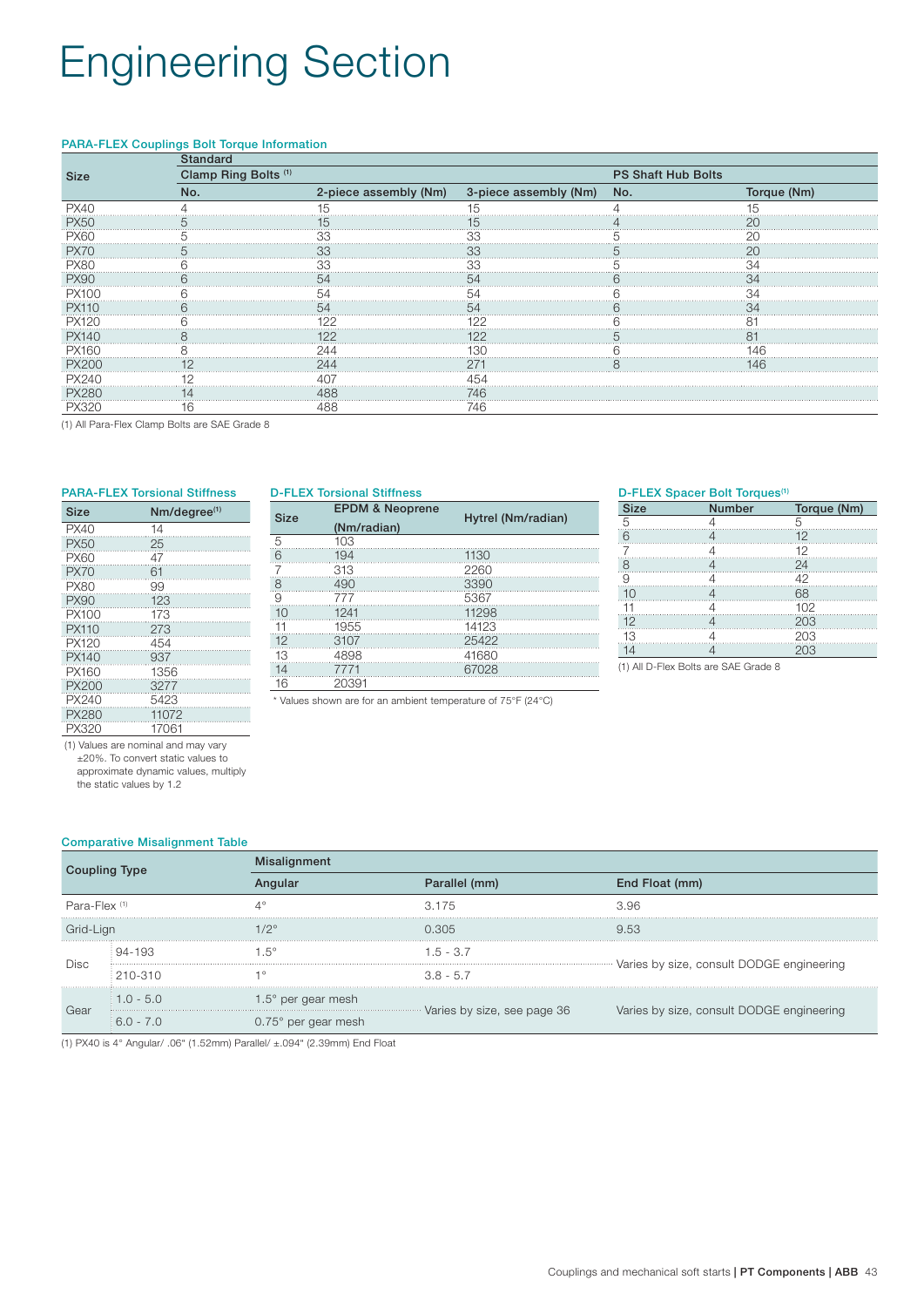# Engineering Section

### PARA-FLEX Couplings Bolt Torque Information

| Size | Standard | | | | |
|---|---|---|---|---|---|
| | Clamp Ring Bolts [1] | | | PS Shaft Hub Bolts | |
| | No. | 2-piece assembly (Nm) | 3-piece assembly (Nm) | No. | Torque (Nm) |
| PX40 | 4 | 15 | 15 | 4 | 15 |
| PX50 | 5 | 15 | 15 | 4 | 20 |
| PX60 | 5 | 33 | 33 | 5 | 20 |
| PX70 | 5 | 33 | 33 | 5 | 20 |
| PX80 | 6 | 33 | 33 | 5 | 34 |
| PX90 | 6 | 54 | 54 | 6 | 34 |
| PX100 | 6 | 54 | 54 | 6 | 34 |
| PX110 | 6 | 54 | 54 | 6 | 34 |
| PX120 | 6 | 122 | 122 | 6 | 81 |
| PX140 | 8 | 122 | 122 | 5 | 81 |
| PX160 | 8 | 244 | 130 | 6 | 146 |
| PX200 | 12 | 244 | 271 | 8 | 146 |
| PX240 | 12 | 407 | 454 | | |
| PX280 | 14 | 488 | 746 | | |
| PX320 | 16 | 488 | 746 | | |

(1) All Para-Flex Clamp Bolts are SAE Grade 8

### PARA-FLEX Torsional Stiffness

| Size | Nm/degree[1] |
|---|---|
| PX40 | 14 |
| PX50 | 25 |
| PX60 | 47 |
| PX70 | 61 |
| PX80 | 99 |
| PX90 | 123 |
| PX100 | 173 |
| PX110 | 273 |
| PX120 | 454 |
| PX140 | 937 |
| PX160 | 1356 |
| PX200 | 3277 |
| PX240 | 5423 |
| PX280 | 11072 |
| PX320 | 17061 |

(1) Values are nominal and may vary ±20%. To convert static values to approximate dynamic values, multiply the static values by 1.2

### D-FLEX Torsional Stiffness

| Size | EPDM & Neoprene (Nm/radian) | Hytrel (Nm/radian) |
|---|---|---|
| 5 | 103 | |
| 6 | 194 | 1130 |
| 7 | 313 | 2260 |
| 8 | 490 | 3390 |
| 9 | 777 | 5367 |
| 10 | 1241 | 11298 |
| 11 | 1955 | 14123 |
| 12 | 3107 | 25422 |
| 13 | 4898 | 41680 |
| 14 | 7771 | 67028 |
| 16 | 20391 | |

* Values shown are for an ambient temperature of 75°F (24°C)

### D-FLEX Spacer Bolt Torques[1]

| Size | Number | Torque (Nm) |
|---|---|---|
| 5 | 4 | 5 |
| 6 | 4 | 12 |
| 7 | 4 | 12 |
| 8 | 4 | 24 |
| 9 | 4 | 42 |
| 10 | 4 | 68 |
| 11 | 4 | 102 |
| 12 | 4 | 203 |
| 13 | 4 | 203 |
| 14 | 4 | 203 |

(1) All D-Flex Bolts are SAE Grade 8

### Comparative Misalignment Table

| Coupling Type | | Misalignment | | |
|---|---|---|---|---|
| | | Angular | Parallel (mm) | End Float (mm) |
| Para-Flex [1] | | 4° | 3.175 | 3.96 |
| Grid-Lign | | 1/2° | 0.305 | 9.53 |
| Disc | 94-193 | 1.5° | 1.5 - 3.7 | Varies by size, consult DODGE engineering |
| | 210-310 | 1° | 3.8 - 5.7 | |
| Gear | 1.0 - 5.0 | 1.5° per gear mesh | Varies by size, see page 36 | Varies by size, consult DODGE engineering |
| | 6.0 - 7.0 | 0.75° per gear mesh | | |

(1) PX40 is 4° Angular/ .06" (1.52mm) Parallel/ ±.094" (2.39mm) End Float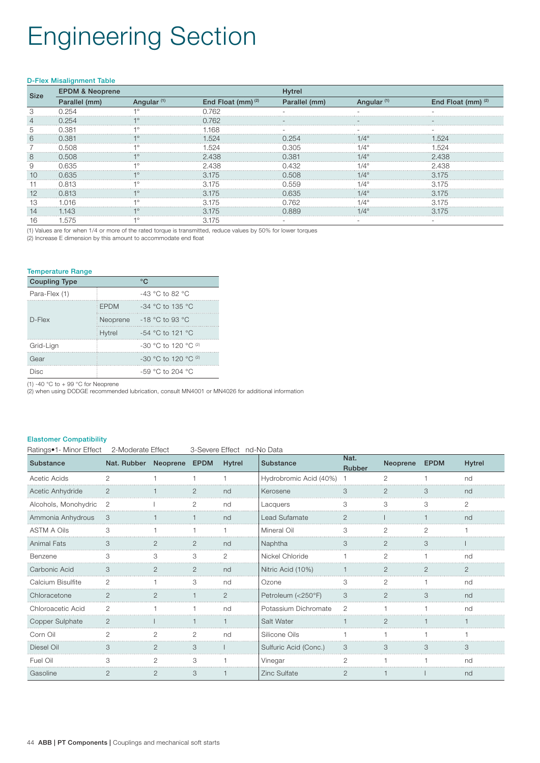# Engineering Section

### D-Flex Misalignment Table

| Size | EPDM & Neoprene | | | Hytrel | | |
|---|---|---|---|---|---|---|
| | Parallel (mm) | Angular [(1)] | End Float (mm) [(2)] | Parallel (mm) | Angular [(1)] | End Float (mm) [(2)] |
| 3 | 0.254 | 1° | 0.762 | - | - | - |
| 4 | 0.254 | 1° | 0.762 | - | - | - |
| 5 | 0.381 | 1° | 1.168 | - | - | - |
| 6 | 0.381 | 1° | 1.524 | 0.254 | 1/4° | 1.524 |
| 7 | 0.508 | 1° | 1.524 | 0.305 | 1/4° | 1.524 |
| 8 | 0.508 | 1° | 2.438 | 0.381 | 1/4° | 2.438 |
| 9 | 0.635 | 1° | 2.438 | 0.432 | 1/4° | 2.438 |
| 10 | 0.635 | 1° | 3.175 | 0.508 | 1/4° | 3.175 |
| 11 | 0.813 | 1° | 3.175 | 0.559 | 1/4° | 3.175 |
| 12 | 0.813 | 1° | 3.175 | 0.635 | 1/4° | 3.175 |
| 13 | 1.016 | 1° | 3.175 | 0.762 | 1/4° | 3.175 |
| 14 | 1.143 | 1° | 3.175 | 0.889 | 1/4° | 3.175 |
| 16 | 1.575 | 1° | 3.175 | - | - | - |

(1) Values are for when 1/4 or more of the rated torque is transmitted, reduce values by 50% for lower torques
(2) Increase E dimension by this amount to accommodate end float

### Temperature Range

| Coupling Type | | °C |
|---|---|---|
| Para-Flex (1) | | -43 °C to 82 °C |
| D-Flex | EPDM | -34 °C to 135 °C |
| | Neoprene | -18 °C to 93 °C |
| | Hytrel | -54 °C to 121 °C |
| Grid-Lign | | -30 °C to 120 °C [(2)] |
| Gear | | -30 °C to 120 °C [(2)] |
| Disc | | -59 °C to 204 °C |

(1) -40 °C to + 99 °C for Neoprene
(2) when using DODGE recommended lubrication, consult MN4001 or MN4026 for additional information

### Elastomer Compatibility

Ratings•1- Minor Effect 2-Moderate Effect 3-Severe Effect nd-No Data

| Substance | Nat. Rubber | Neoprene | EPDM | Hytrel | Substance | Nat. Rubber | Neoprene | EPDM | Hytrel |
|---|---|---|---|---|---|---|---|---|---|
| Acetic Acids | 2 | 1 | 1 | 1 | Hydrobromic Acid (40%) | 1 | 2 | 1 | nd |
| Acetic Anhydride | 2 | 1 | 2 | nd | Kerosene | 3 | 2 | 3 | nd |
| Alcohols, Monohydric | 2 | I | 2 | nd | Lacquers | 3 | 3 | 3 | 2 |
| Ammonia Anhydrous | 3 | 1 | 1 | nd | Lead Sufamate | 2 | I | 1 | nd |
| ASTM A Oils | 3 | 1 | 1 | 1 | Mineral Oil | 3 | 2 | 2 | 1 |
| Animal Fats | 3 | 2 | 2 | nd | Naphtha | 3 | 2 | 3 | I |
| Benzene | 3 | 3 | 3 | 2 | Nickel Chloride | 1 | 2 | 1 | nd |
| Carbonic Acid | 3 | 2 | 2 | nd | Nitric Acid (10%) | 1 | 2 | 2 | 2 |
| Calcium Bisulfite | 2 | 1 | 3 | nd | Ozone | 3 | 2 | 1 | nd |
| Chloracetone | 2 | 2 | 1 | 2 | Petroleum (<250°F) | 3 | 2 | 3 | nd |
| Chloroacetic Acid | 2 | 1 | 1 | nd | Potassium Dichromate | 2 | 1 | 1 | nd |
| Copper Sulphate | 2 | I | 1 | 1 | Salt Water | 1 | 2 | 1 | 1 |
| Corn Oil | 2 | 2 | 2 | nd | Silicone Oils | 1 | 1 | 1 | 1 |
| Diesel Oil | 3 | 2 | 3 | I | Sulfuric Acid (Conc.) | 3 | 3 | 3 | 3 |
| Fuel Oil | 3 | 2 | 3 | 1 | Vinegar | 2 | 1 | 1 | nd |
| Gasoline | 2 | 2 | 3 | 1 | Zinc Sulfate | 2 | 1 | I | nd |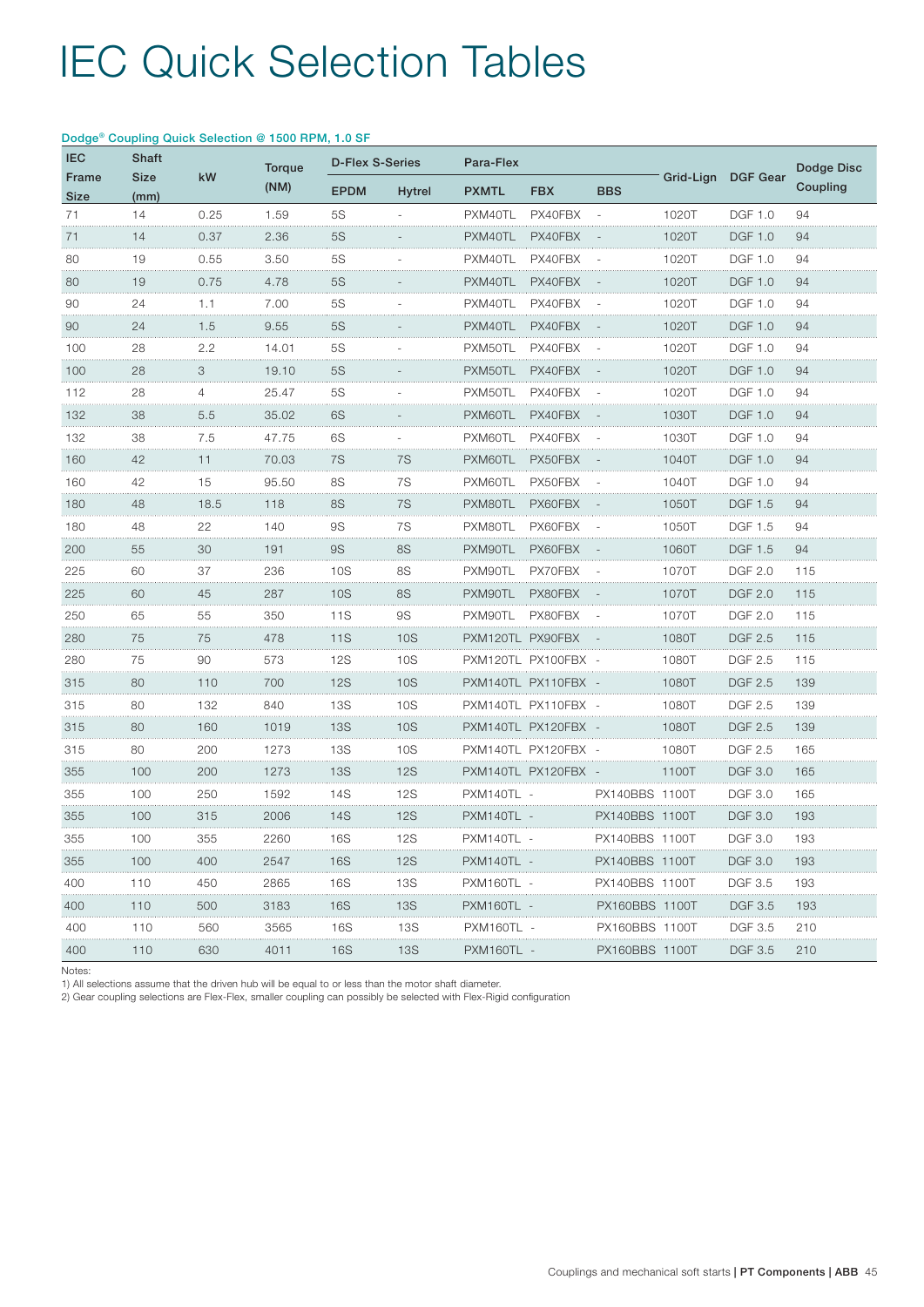# IEC Quick Selection Tables

### Dodge® Coupling Quick Selection @ 1500 RPM, 1.0 SF

| IEC Frame Size | Shaft Size (mm) | kW | Torque (NM) | D-Flex S-Series | | Para-Flex | | | Grid-Lign | DGF Gear | Dodge Disc Coupling |
|---|---|---|---|---|---|---|---|---|---|---|---|
| | | | | EPDM | Hytrel | PXMTL | FBX | BBS | | | |
| 71 | 14 | 0.25 | 1.59 | 5S | - | PXM40TL | PX40FBX | - | 1020T | DGF 1.0 | 94 |
| 71 | 14 | 0.37 | 2.36 | 5S | - | PXM40TL | PX40FBX | - | 1020T | DGF 1.0 | 94 |
| 80 | 19 | 0.55 | 3.50 | 5S | - | PXM40TL | PX40FBX | - | 1020T | DGF 1.0 | 94 |
| 80 | 19 | 0.75 | 4.78 | 5S | - | PXM40TL | PX40FBX | - | 1020T | DGF 1.0 | 94 |
| 90 | 24 | 1.1 | 7.00 | 5S | - | PXM40TL | PX40FBX | - | 1020T | DGF 1.0 | 94 |
| 90 | 24 | 1.5 | 9.55 | 5S | - | PXM40TL | PX40FBX | - | 1020T | DGF 1.0 | 94 |
| 100 | 28 | 2.2 | 14.01 | 5S | - | PXM50TL | PX40FBX | - | 1020T | DGF 1.0 | 94 |
| 100 | 28 | 3 | 19.10 | 5S | - | PXM50TL | PX40FBX | - | 1020T | DGF 1.0 | 94 |
| 112 | 28 | 4 | 25.47 | 5S | - | PXM50TL | PX40FBX | - | 1020T | DGF 1.0 | 94 |
| 132 | 38 | 5.5 | 35.02 | 6S | - | PXM60TL | PX40FBX | - | 1030T | DGF 1.0 | 94 |
| 132 | 38 | 7.5 | 47.75 | 6S | - | PXM60TL | PX40FBX | - | 1030T | DGF 1.0 | 94 |
| 160 | 42 | 11 | 70.03 | 7S | 7S | PXM60TL | PX50FBX | - | 1040T | DGF 1.0 | 94 |
| 160 | 42 | 15 | 95.50 | 8S | 7S | PXM60TL | PX50FBX | - | 1040T | DGF 1.0 | 94 |
| 180 | 48 | 18.5 | 118 | 8S | 7S | PXM80TL | PX60FBX | - | 1050T | DGF 1.5 | 94 |
| 180 | 48 | 22 | 140 | 9S | 7S | PXM80TL | PX60FBX | - | 1050T | DGF 1.5 | 94 |
| 200 | 55 | 30 | 191 | 9S | 8S | PXM90TL | PX60FBX | - | 1060T | DGF 1.5 | 94 |
| 225 | 60 | 37 | 236 | 10S | 8S | PXM90TL | PX70FBX | - | 1070T | DGF 2.0 | 115 |
| 225 | 60 | 45 | 287 | 10S | 8S | PXM90TL | PX80FBX | - | 1070T | DGF 2.0 | 115 |
| 250 | 65 | 55 | 350 | 11S | 9S | PXM90TL | PX80FBX | - | 1070T | DGF 2.0 | 115 |
| 280 | 75 | 75 | 478 | 11S | 10S | PXM120TL | PX90FBX | - | 1080T | DGF 2.5 | 115 |
| 280 | 75 | 90 | 573 | 12S | 10S | PXM120TL | PX100FBX | - | 1080T | DGF 2.5 | 115 |
| 315 | 80 | 110 | 700 | 12S | 10S | PXM140TL | PX110FBX | - | 1080T | DGF 2.5 | 139 |
| 315 | 80 | 132 | 840 | 13S | 10S | PXM140TL | PX110FBX | - | 1080T | DGF 2.5 | 139 |
| 315 | 80 | 160 | 1019 | 13S | 10S | PXM140TL | PX120FBX | - | 1080T | DGF 2.5 | 139 |
| 315 | 80 | 200 | 1273 | 13S | 10S | PXM140TL | PX120FBX | - | 1080T | DGF 2.5 | 165 |
| 355 | 100 | 200 | 1273 | 13S | 12S | PXM140TL | PX120FBX | - | 1100T | DGF 3.0 | 165 |
| 355 | 100 | 250 | 1592 | 14S | 12S | PXM140TL | - | PX140BBS | 1100T | DGF 3.0 | 165 |
| 355 | 100 | 315 | 2006 | 14S | 12S | PXM140TL | - | PX140BBS | 1100T | DGF 3.0 | 193 |
| 355 | 100 | 355 | 2260 | 16S | 12S | PXM140TL | - | PX140BBS | 1100T | DGF 3.0 | 193 |
| 355 | 100 | 400 | 2547 | 16S | 12S | PXM140TL | - | PX140BBS | 1100T | DGF 3.0 | 193 |
| 400 | 110 | 450 | 2865 | 16S | 13S | PXM160TL | - | PX140BBS | 1100T | DGF 3.5 | 193 |
| 400 | 110 | 500 | 3183 | 16S | 13S | PXM160TL | - | PX160BBS | 1100T | DGF 3.5 | 193 |
| 400 | 110 | 560 | 3565 | 16S | 13S | PXM160TL | - | PX160BBS | 1100T | DGF 3.5 | 210 |
| 400 | 110 | 630 | 4011 | 16S | 13S | PXM160TL | - | PX160BBS | 1100T | DGF 3.5 | 210 |

Notes:
1) All selections assume that the driven hub will be equal to or less than the motor shaft diameter.
2) Gear coupling selections are Flex-Flex, smaller coupling can possibly be selected with Flex-Rigid configuration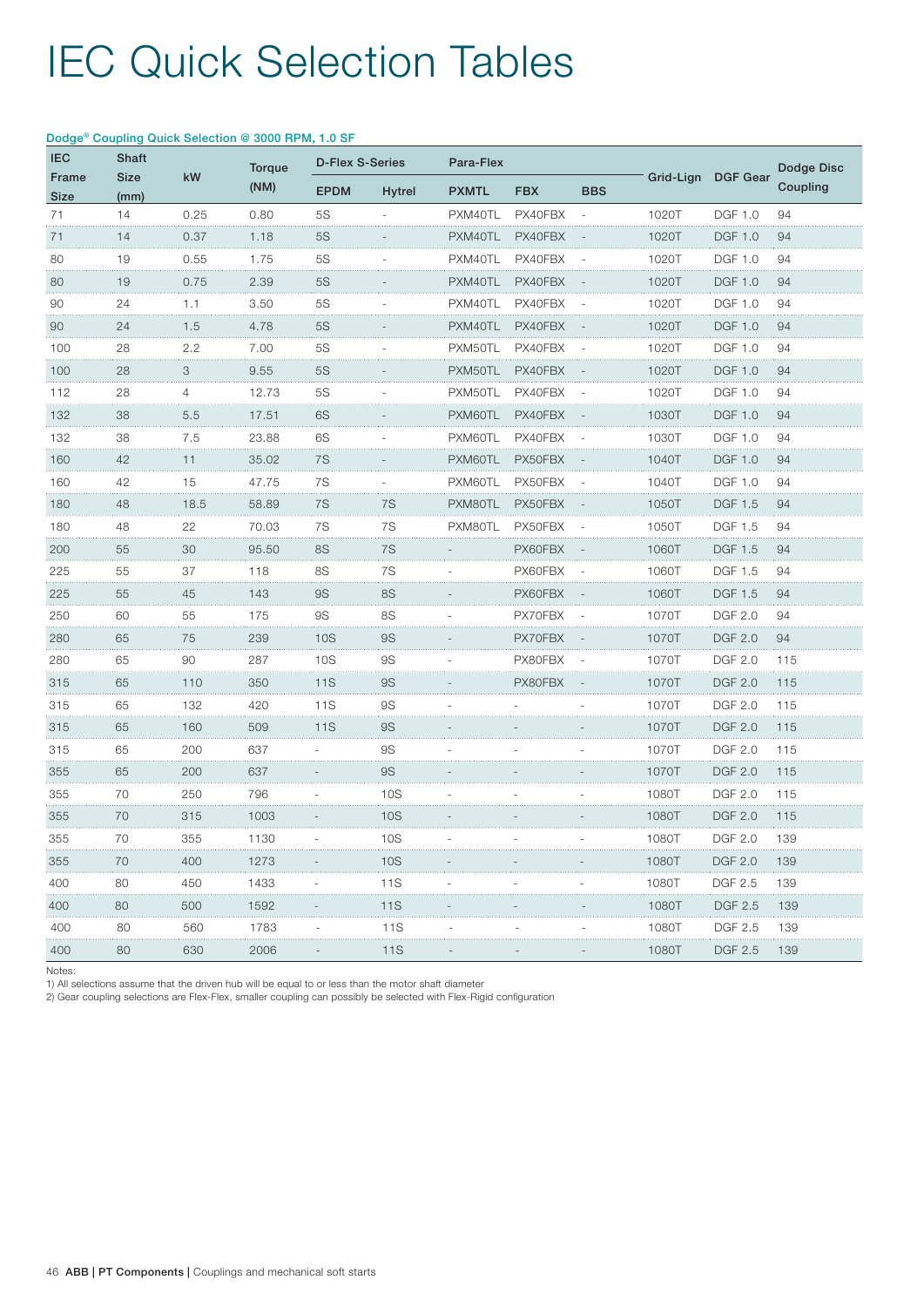# IEC Quick Selection Tables

Dodge® Coupling Quick Selection @ 3000 RPM, 1.0 SF

| IEC Frame Size | Shaft Size (mm) | kW | Torque (NM) | D-Flex S-Series | | Para-Flex | | | Grid-Lign | DGF Gear | Dodge Disc Coupling |
|---|---|---|---|---|---|---|---|---|---|---|---|
| | | | | EPDM | Hytrel | PXMTL | FBX | BBS | | | |
| 71 | 14 | 0.25 | 0.80 | 5S | - | PXM40TL | PX40FBX | - | 1020T | DGF 1.0 | 94 |
| 71 | 14 | 0.37 | 1.18 | 5S | - | PXM40TL | PX40FBX | - | 1020T | DGF 1.0 | 94 |
| 80 | 19 | 0.55 | 1.75 | 5S | - | PXM40TL | PX40FBX | - | 1020T | DGF 1.0 | 94 |
| 80 | 19 | 0.75 | 2.39 | 5S | - | PXM40TL | PX40FBX | - | 1020T | DGF 1.0 | 94 |
| 90 | 24 | 1.1 | 3.50 | 5S | - | PXM40TL | PX40FBX | - | 1020T | DGF 1.0 | 94 |
| 90 | 24 | 1.5 | 4.78 | 5S | - | PXM40TL | PX40FBX | - | 1020T | DGF 1.0 | 94 |
| 100 | 28 | 2.2 | 7.00 | 5S | - | PXM50TL | PX40FBX | - | 1020T | DGF 1.0 | 94 |
| 100 | 28 | 3 | 9.55 | 5S | - | PXM50TL | PX40FBX | - | 1020T | DGF 1.0 | 94 |
| 112 | 28 | 4 | 12.73 | 5S | - | PXM50TL | PX40FBX | - | 1020T | DGF 1.0 | 94 |
| 132 | 38 | 5.5 | 17.51 | 6S | - | PXM60TL | PX40FBX | - | 1030T | DGF 1.0 | 94 |
| 132 | 38 | 7.5 | 23.88 | 6S | - | PXM60TL | PX40FBX | - | 1030T | DGF 1.0 | 94 |
| 160 | 42 | 11 | 35.02 | 7S | - | PXM60TL | PX50FBX | - | 1040T | DGF 1.0 | 94 |
| 160 | 42 | 15 | 47.75 | 7S | - | PXM60TL | PX50FBX | - | 1040T | DGF 1.0 | 94 |
| 180 | 48 | 18.5 | 58.89 | 7S | 7S | PXM80TL | PX50FBX | - | 1050T | DGF 1.5 | 94 |
| 180 | 48 | 22 | 70.03 | 7S | 7S | PXM80TL | PX50FBX | - | 1050T | DGF 1.5 | 94 |
| 200 | 55 | 30 | 95.50 | 8S | 7S | - | PX60FBX | - | 1060T | DGF 1.5 | 94 |
| 225 | 55 | 37 | 118 | 8S | 7S | - | PX60FBX | - | 1060T | DGF 1.5 | 94 |
| 225 | 55 | 45 | 143 | 9S | 8S | - | PX60FBX | - | 1060T | DGF 1.5 | 94 |
| 250 | 60 | 55 | 175 | 9S | 8S | - | PX70FBX | - | 1070T | DGF 2.0 | 94 |
| 280 | 65 | 75 | 239 | 10S | 9S | - | PX70FBX | - | 1070T | DGF 2.0 | 94 |
| 280 | 65 | 90 | 287 | 10S | 9S | - | PX80FBX | - | 1070T | DGF 2.0 | 115 |
| 315 | 65 | 110 | 350 | 11S | 9S | - | PX80FBX | - | 1070T | DGF 2.0 | 115 |
| 315 | 65 | 132 | 420 | 11S | 9S | - | - | - | 1070T | DGF 2.0 | 115 |
| 315 | 65 | 160 | 509 | 11S | 9S | - | - | - | 1070T | DGF 2.0 | 115 |
| 315 | 65 | 200 | 637 | - | 9S | - | - | - | 1070T | DGF 2.0 | 115 |
| 355 | 65 | 200 | 637 | - | 9S | - | - | - | 1070T | DGF 2.0 | 115 |
| 355 | 70 | 250 | 796 | - | 10S | - | - | - | 1080T | DGF 2.0 | 115 |
| 355 | 70 | 315 | 1003 | - | 10S | - | - | - | 1080T | DGF 2.0 | 115 |
| 355 | 70 | 355 | 1130 | - | 10S | - | - | - | 1080T | DGF 2.0 | 139 |
| 355 | 70 | 400 | 1273 | - | 10S | - | - | - | 1080T | DGF 2.0 | 139 |
| 400 | 80 | 450 | 1433 | - | 11S | - | - | - | 1080T | DGF 2.5 | 139 |
| 400 | 80 | 500 | 1592 | - | 11S | - | - | - | 1080T | DGF 2.5 | 139 |
| 400 | 80 | 560 | 1783 | - | 11S | - | - | - | 1080T | DGF 2.5 | 139 |
| 400 | 80 | 630 | 2006 | - | 11S | - | - | - | 1080T | DGF 2.5 | 139 |

Notes:
1) All selections assume that the driven hub will be equal to or less than the motor shaft diameter
2) Gear coupling selections are Flex-Flex, smaller coupling can possibly be selected with Flex-Rigid configuration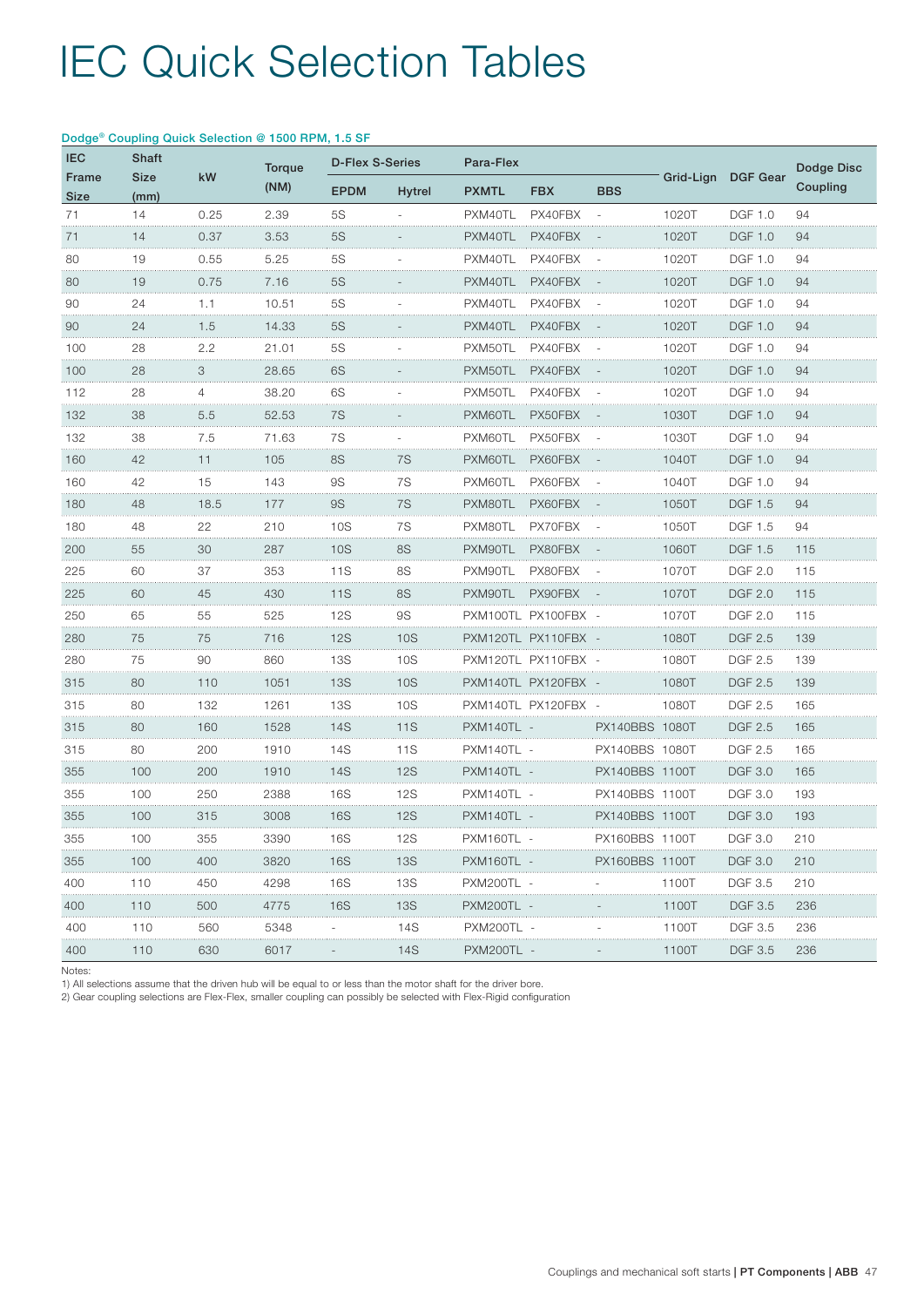# IEC Quick Selection Tables

### Dodge® Coupling Quick Selection @ 1500 RPM, 1.5 SF

| IEC Frame Size | Shaft Size (mm) | kW | Torque (NM) | D-Flex S-Series | | Para-Flex | | | Grid-Lign | DGF Gear | Dodge Disc Coupling |
|---|---|---|---|---|---|---|---|---|---|---|---|
| | | | | EPDM | Hytrel | PXMTL | FBX | BBS | | | |
| 71 | 14 | 0.25 | 2.39 | 5S | - | PXM40TL | PX40FBX | - | 1020T | DGF 1.0 | 94 |
| 71 | 14 | 0.37 | 3.53 | 5S | - | PXM40TL | PX40FBX | - | 1020T | DGF 1.0 | 94 |
| 80 | 19 | 0.55 | 5.25 | 5S | - | PXM40TL | PX40FBX | - | 1020T | DGF 1.0 | 94 |
| 80 | 19 | 0.75 | 7.16 | 5S | - | PXM40TL | PX40FBX | - | 1020T | DGF 1.0 | 94 |
| 90 | 24 | 1.1 | 10.51 | 5S | - | PXM40TL | PX40FBX | - | 1020T | DGF 1.0 | 94 |
| 90 | 24 | 1.5 | 14.33 | 5S | - | PXM40TL | PX40FBX | - | 1020T | DGF 1.0 | 94 |
| 100 | 28 | 2.2 | 21.01 | 5S | - | PXM50TL | PX40FBX | - | 1020T | DGF 1.0 | 94 |
| 100 | 28 | 3 | 28.65 | 6S | - | PXM50TL | PX40FBX | - | 1020T | DGF 1.0 | 94 |
| 112 | 28 | 4 | 38.20 | 6S | - | PXM50TL | PX40FBX | - | 1020T | DGF 1.0 | 94 |
| 132 | 38 | 5.5 | 52.53 | 7S | - | PXM60TL | PX50FBX | - | 1030T | DGF 1.0 | 94 |
| 132 | 38 | 7.5 | 71.63 | 7S | - | PXM60TL | PX50FBX | - | 1030T | DGF 1.0 | 94 |
| 160 | 42 | 11 | 105 | 8S | 7S | PXM60TL | PX60FBX | - | 1040T | DGF 1.0 | 94 |
| 160 | 42 | 15 | 143 | 9S | 7S | PXM60TL | PX60FBX | - | 1040T | DGF 1.0 | 94 |
| 180 | 48 | 18.5 | 177 | 9S | 7S | PXM80TL | PX60FBX | - | 1050T | DGF 1.5 | 94 |
| 180 | 48 | 22 | 210 | 10S | 7S | PXM80TL | PX70FBX | - | 1050T | DGF 1.5 | 94 |
| 200 | 55 | 30 | 287 | 10S | 8S | PXM90TL | PX80FBX | - | 1060T | DGF 1.5 | 115 |
| 225 | 60 | 37 | 353 | 11S | 8S | PXM90TL | PX80FBX | - | 1070T | DGF 2.0 | 115 |
| 225 | 60 | 45 | 430 | 11S | 8S | PXM90TL | PX90FBX | - | 1070T | DGF 2.0 | 115 |
| 250 | 65 | 55 | 525 | 12S | 9S | PXM100TL | PX100FBX | - | 1070T | DGF 2.0 | 115 |
| 280 | 75 | 75 | 716 | 12S | 10S | PXM120TL | PX110FBX | - | 1080T | DGF 2.5 | 139 |
| 280 | 75 | 90 | 860 | 13S | 10S | PXM120TL | PX110FBX | - | 1080T | DGF 2.5 | 139 |
| 315 | 80 | 110 | 1051 | 13S | 10S | PXM140TL | PX120FBX | - | 1080T | DGF 2.5 | 139 |
| 315 | 80 | 132 | 1261 | 13S | 10S | PXM140TL | PX120FBX | - | 1080T | DGF 2.5 | 165 |
| 315 | 80 | 160 | 1528 | 14S | 11S | PXM140TL | - | PX140BBS | 1080T | DGF 2.5 | 165 |
| 315 | 80 | 200 | 1910 | 14S | 11S | PXM140TL | - | PX140BBS | 1080T | DGF 2.5 | 165 |
| 355 | 100 | 200 | 1910 | 14S | 12S | PXM140TL | - | PX140BBS | 1100T | DGF 3.0 | 165 |
| 355 | 100 | 250 | 2388 | 16S | 12S | PXM140TL | - | PX140BBS | 1100T | DGF 3.0 | 193 |
| 355 | 100 | 315 | 3008 | 16S | 12S | PXM140TL | - | PX140BBS | 1100T | DGF 3.0 | 193 |
| 355 | 100 | 355 | 3390 | 16S | 12S | PXM160TL | - | PX160BBS | 1100T | DGF 3.0 | 210 |
| 355 | 100 | 400 | 3820 | 16S | 13S | PXM160TL | - | PX160BBS | 1100T | DGF 3.0 | 210 |
| 400 | 110 | 450 | 4298 | 16S | 13S | PXM200TL | - | - | 1100T | DGF 3.5 | 210 |
| 400 | 110 | 500 | 4775 | 16S | 13S | PXM200TL | - | - | 1100T | DGF 3.5 | 236 |
| 400 | 110 | 560 | 5348 | - | 14S | PXM200TL | - | - | 1100T | DGF 3.5 | 236 |
| 400 | 110 | 630 | 6017 | - | 14S | PXM200TL | - | - | 1100T | DGF 3.5 | 236 |

Notes:
1) All selections assume that the driven hub will be equal to or less than the motor shaft for the driver bore.
2) Gear coupling selections are Flex-Flex, smaller coupling can possibly be selected with Flex-Rigid configuration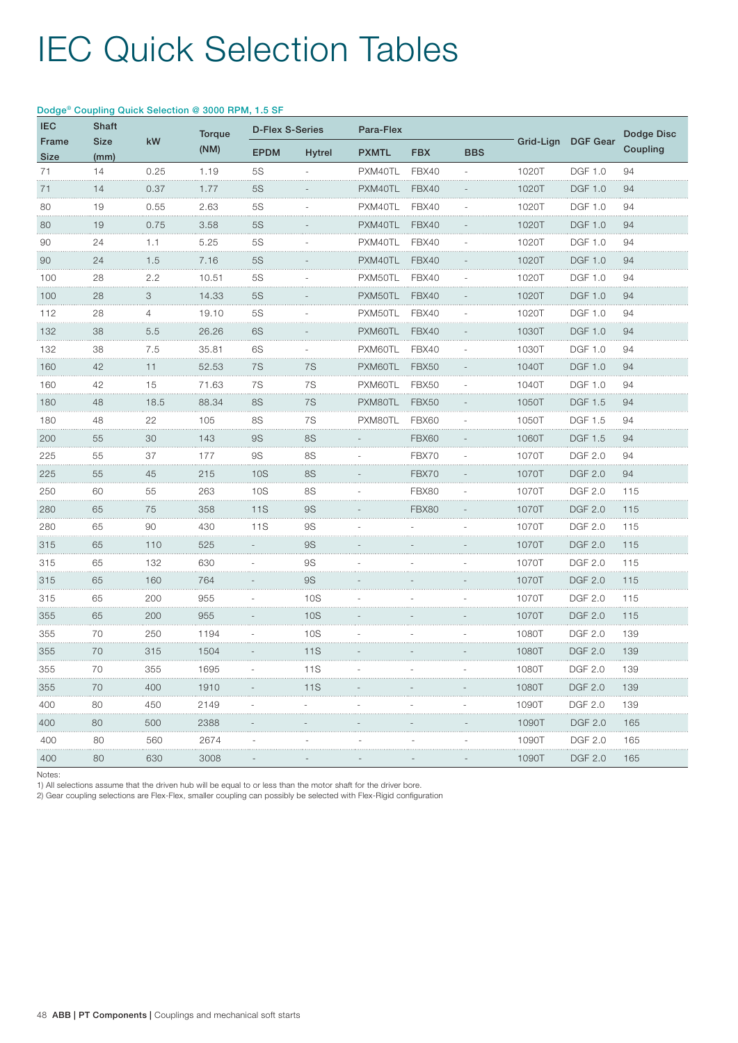# IEC Quick Selection Tables

Dodge® Coupling Quick Selection @ 3000 RPM, 1.5 SF

| IEC Frame Size | Shaft Size (mm) | kW | Torque (NM) | D-Flex S-Series | | Para-Flex | | | Grid-Lign | DGF Gear | Dodge Disc Coupling |
|---|---|---|---|---|---|---|---|---|---|---|---|
| | | | | EPDM | Hytrel | PXMTL | FBX | BBS | | | |
| 71 | 14 | 0.25 | 1.19 | 5S | - | PXM40TL | FBX40 | - | 1020T | DGF 1.0 | 94 |
| 71 | 14 | 0.37 | 1.77 | 5S | - | PXM40TL | FBX40 | - | 1020T | DGF 1.0 | 94 |
| 80 | 19 | 0.55 | 2.63 | 5S | - | PXM40TL | FBX40 | - | 1020T | DGF 1.0 | 94 |
| 80 | 19 | 0.75 | 3.58 | 5S | - | PXM40TL | FBX40 | - | 1020T | DGF 1.0 | 94 |
| 90 | 24 | 1.1 | 5.25 | 5S | - | PXM40TL | FBX40 | - | 1020T | DGF 1.0 | 94 |
| 90 | 24 | 1.5 | 7.16 | 5S | - | PXM40TL | FBX40 | - | 1020T | DGF 1.0 | 94 |
| 100 | 28 | 2.2 | 10.51 | 5S | - | PXM50TL | FBX40 | - | 1020T | DGF 1.0 | 94 |
| 100 | 28 | 3 | 14.33 | 5S | - | PXM50TL | FBX40 | - | 1020T | DGF 1.0 | 94 |
| 112 | 28 | 4 | 19.10 | 5S | - | PXM50TL | FBX40 | - | 1020T | DGF 1.0 | 94 |
| 132 | 38 | 5.5 | 26.26 | 6S | - | PXM60TL | FBX40 | - | 1030T | DGF 1.0 | 94 |
| 132 | 38 | 7.5 | 35.81 | 6S | - | PXM60TL | FBX40 | - | 1030T | DGF 1.0 | 94 |
| 160 | 42 | 11 | 52.53 | 7S | 7S | PXM60TL | FBX50 | - | 1040T | DGF 1.0 | 94 |
| 160 | 42 | 15 | 71.63 | 7S | 7S | PXM60TL | FBX50 | - | 1040T | DGF 1.0 | 94 |
| 180 | 48 | 18.5 | 88.34 | 8S | 7S | PXM80TL | FBX50 | - | 1050T | DGF 1.5 | 94 |
| 180 | 48 | 22 | 105 | 8S | 7S | PXM80TL | FBX60 | - | 1050T | DGF 1.5 | 94 |
| 200 | 55 | 30 | 143 | 9S | 8S | - | FBX60 | - | 1060T | DGF 1.5 | 94 |
| 225 | 55 | 37 | 177 | 9S | 8S | - | FBX70 | - | 1070T | DGF 2.0 | 94 |
| 225 | 55 | 45 | 215 | 10S | 8S | - | FBX70 | - | 1070T | DGF 2.0 | 94 |
| 250 | 60 | 55 | 263 | 10S | 8S | - | FBX80 | - | 1070T | DGF 2.0 | 115 |
| 280 | 65 | 75 | 358 | 11S | 9S | - | FBX80 | - | 1070T | DGF 2.0 | 115 |
| 280 | 65 | 90 | 430 | 11S | 9S | - | - | - | 1070T | DGF 2.0 | 115 |
| 315 | 65 | 110 | 525 | - | 9S | - | - | - | 1070T | DGF 2.0 | 115 |
| 315 | 65 | 132 | 630 | - | 9S | - | - | - | 1070T | DGF 2.0 | 115 |
| 315 | 65 | 160 | 764 | - | 9S | - | - | - | 1070T | DGF 2.0 | 115 |
| 315 | 65 | 200 | 955 | - | 10S | - | - | - | 1070T | DGF 2.0 | 115 |
| 355 | 65 | 200 | 955 | - | 10S | - | - | - | 1070T | DGF 2.0 | 115 |
| 355 | 70 | 250 | 1194 | - | 10S | - | - | - | 1080T | DGF 2.0 | 139 |
| 355 | 70 | 315 | 1504 | - | 11S | - | - | - | 1080T | DGF 2.0 | 139 |
| 355 | 70 | 355 | 1695 | - | 11S | - | - | - | 1080T | DGF 2.0 | 139 |
| 355 | 70 | 400 | 1910 | - | 11S | - | - | - | 1080T | DGF 2.0 | 139 |
| 400 | 80 | 450 | 2149 | - | - | - | - | - | 1090T | DGF 2.0 | 139 |
| 400 | 80 | 500 | 2388 | - | - | - | - | - | 1090T | DGF 2.0 | 165 |
| 400 | 80 | 560 | 2674 | - | - | - | - | - | 1090T | DGF 2.0 | 165 |
| 400 | 80 | 630 | 3008 | - | - | - | - | - | 1090T | DGF 2.0 | 165 |

Notes:
1) All selections assume that the driven hub will be equal to or less than the motor shaft for the driver bore.
2) Gear coupling selections are Flex-Flex, smaller coupling can possibly be selected with Flex-Rigid configuration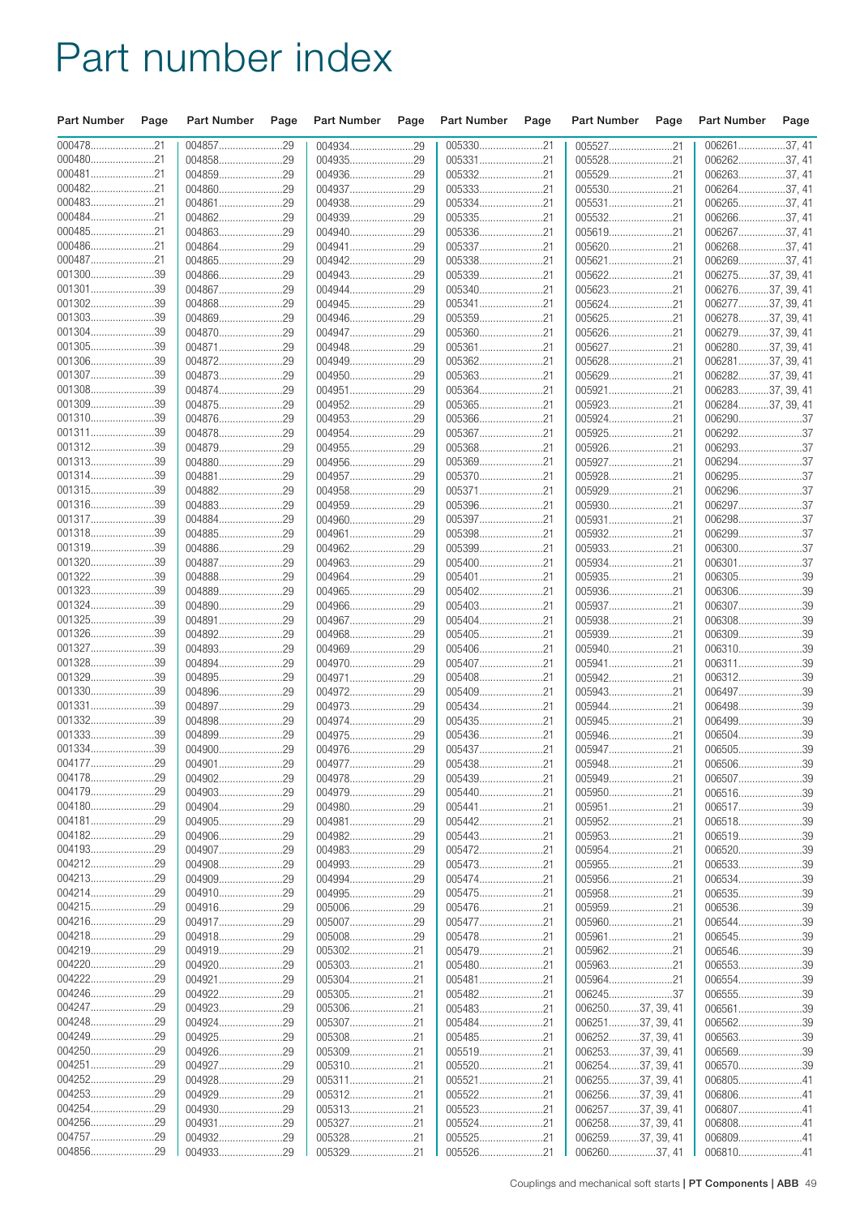# Part number index

| Part Number | Page | Part Number | Page | Part Number | Page | Part Number | Page | Part Number | Page | Part Number | Page |
|---|---|---|---|---|---|---|---|---|---|---|---|
| 000478 | 21 | 004857 | 29 | 004934 | 29 | 005330 | 21 | 005527 | 21 | 006261 | 37, 41 |
| 000480 | 21 | 004858 | 29 | 004935 | 29 | 005331 | 21 | 005528 | 21 | 006262 | 37, 41 |
| 000481 | 21 | 004859 | 29 | 004936 | 29 | 005332 | 21 | 005529 | 21 | 006263 | 37, 41 |
| 000482 | 21 | 004860 | 29 | 004937 | 29 | 005333 | 21 | 005530 | 21 | 006264 | 37, 41 |
| 000483 | 21 | 004861 | 29 | 004938 | 29 | 005334 | 21 | 005531 | 21 | 006265 | 37, 41 |
| 000484 | 21 | 004862 | 29 | 004939 | 29 | 005335 | 21 | 005532 | 21 | 006266 | 37, 41 |
| 000485 | 21 | 004863 | 29 | 004940 | 29 | 005336 | 21 | 005619 | 21 | 006267 | 37, 41 |
| 000486 | 21 | 004864 | 29 | 004941 | 29 | 005337 | 21 | 005620 | 21 | 006268 | 37, 41 |
| 000487 | 21 | 004865 | 29 | 004942 | 29 | 005338 | 21 | 005621 | 21 | 006269 | 37, 41 |
| 001300 | 39 | 004866 | 29 | 004943 | 29 | 005339 | 21 | 005622 | 21 | 006275 | 37, 39, 41 |
| 001301 | 39 | 004867 | 29 | 004944 | 29 | 005340 | 21 | 005623 | 21 | 006276 | 37, 39, 41 |
| 001302 | 39 | 004868 | 29 | 004945 | 29 | 005341 | 21 | 005624 | 21 | 006277 | 37, 39, 41 |
| 001303 | 39 | 004869 | 29 | 004946 | 29 | 005359 | 21 | 005625 | 21 | 006278 | 37, 39, 41 |
| 001304 | 39 | 004870 | 29 | 004947 | 29 | 005360 | 21 | 005626 | 21 | 006279 | 37, 39, 41 |
| 001305 | 39 | 004871 | 29 | 004948 | 29 | 005361 | 21 | 005627 | 21 | 006280 | 37, 39, 41 |
| 001306 | 39 | 004872 | 29 | 004949 | 29 | 005362 | 21 | 005628 | 21 | 006281 | 37, 39, 41 |
| 001307 | 39 | 004873 | 29 | 004950 | 29 | 005363 | 21 | 005629 | 21 | 006282 | 37, 39, 41 |
| 001308 | 39 | 004874 | 29 | 004951 | 29 | 005364 | 21 | 005921 | 21 | 006283 | 37, 39, 41 |
| 001309 | 39 | 004875 | 29 | 004952 | 29 | 005365 | 21 | 005923 | 21 | 006284 | 37, 39, 41 |
| 001310 | 39 | 004876 | 29 | 004953 | 29 | 005366 | 21 | 005924 | 21 | 006290 | 37 |
| 001311 | 39 | 004878 | 29 | 004954 | 29 | 005367 | 21 | 005925 | 21 | 006292 | 37 |
| 001312 | 39 | 004879 | 29 | 004955 | 29 | 005368 | 21 | 005926 | 21 | 006293 | 37 |
| 001313 | 39 | 004880 | 29 | 004956 | 29 | 005369 | 21 | 005927 | 21 | 006294 | 37 |
| 001314 | 39 | 004881 | 29 | 004957 | 29 | 005370 | 21 | 005928 | 21 | 006295 | 37 |
| 001315 | 39 | 004882 | 29 | 004958 | 29 | 005371 | 21 | 005929 | 21 | 006296 | 37 |
| 001316 | 39 | 004883 | 29 | 004959 | 29 | 005396 | 21 | 005930 | 21 | 006297 | 37 |
| 001317 | 39 | 004884 | 29 | 004960 | 29 | 005397 | 21 | 005931 | 21 | 006298 | 37 |
| 001318 | 39 | 004885 | 29 | 004961 | 29 | 005398 | 21 | 005932 | 21 | 006299 | 37 |
| 001319 | 39 | 004886 | 29 | 004962 | 29 | 005399 | 21 | 005933 | 21 | 006300 | 37 |
| 001320 | 39 | 004887 | 29 | 004963 | 29 | 005400 | 21 | 005934 | 21 | 006301 | 37 |
| 001322 | 39 | 004888 | 29 | 004964 | 29 | 005401 | 21 | 005935 | 21 | 006305 | 39 |
| 001323 | 39 | 004889 | 29 | 004965 | 29 | 005402 | 21 | 005936 | 21 | 006306 | 39 |
| 001324 | 39 | 004890 | 29 | 004966 | 29 | 005403 | 21 | 005937 | 21 | 006307 | 39 |
| 001325 | 39 | 004891 | 29 | 004967 | 29 | 005404 | 21 | 005938 | 21 | 006308 | 39 |
| 001326 | 39 | 004892 | 29 | 004968 | 29 | 005405 | 21 | 005939 | 21 | 006309 | 39 |
| 001327 | 39 | 004893 | 29 | 004969 | 29 | 005406 | 21 | 005940 | 21 | 006310 | 39 |
| 001328 | 39 | 004894 | 29 | 004970 | 29 | 005407 | 21 | 005941 | 21 | 006311 | 39 |
| 001329 | 39 | 004895 | 29 | 004971 | 29 | 005408 | 21 | 005942 | 21 | 006312 | 39 |
| 001330 | 39 | 004896 | 29 | 004972 | 29 | 005409 | 21 | 005943 | 21 | 006497 | 39 |
| 001331 | 39 | 004897 | 29 | 004973 | 29 | 005434 | 21 | 005944 | 21 | 006498 | 39 |
| 001332 | 39 | 004898 | 29 | 004974 | 29 | 005435 | 21 | 005945 | 21 | 006499 | 39 |
| 001333 | 39 | 004899 | 29 | 004975 | 29 | 005436 | 21 | 005946 | 21 | 006504 | 39 |
| 001334 | 39 | 004900 | 29 | 004976 | 29 | 005437 | 21 | 005947 | 21 | 006505 | 39 |
| 004177 | 29 | 004901 | 29 | 004977 | 29 | 005438 | 21 | 005948 | 21 | 006506 | 39 |
| 004178 | 29 | 004902 | 29 | 004978 | 29 | 005439 | 21 | 005949 | 21 | 006507 | 39 |
| 004179 | 29 | 004903 | 29 | 004979 | 29 | 005440 | 21 | 005950 | 21 | 006516 | 39 |
| 004180 | 29 | 004904 | 29 | 004980 | 29 | 005441 | 21 | 005951 | 21 | 006517 | 39 |
| 004181 | 29 | 004905 | 29 | 004981 | 29 | 005442 | 21 | 005952 | 21 | 006518 | 39 |
| 004182 | 29 | 004906 | 29 | 004982 | 29 | 005443 | 21 | 005953 | 21 | 006519 | 39 |
| 004193 | 29 | 004907 | 29 | 004983 | 29 | 005472 | 21 | 005954 | 21 | 006520 | 39 |
| 004212 | 29 | 004908 | 29 | 004993 | 29 | 005473 | 21 | 005955 | 21 | 006533 | 39 |
| 004213 | 29 | 004909 | 29 | 004994 | 29 | 005474 | 21 | 005956 | 21 | 006534 | 39 |
| 004214 | 29 | 004910 | 29 | 004995 | 29 | 005475 | 21 | 005958 | 21 | 006535 | 39 |
| 004215 | 29 | 004916 | 29 | 005006 | 29 | 005476 | 21 | 005959 | 21 | 006536 | 39 |
| 004216 | 29 | 004917 | 29 | 005007 | 29 | 005477 | 21 | 005960 | 21 | 006544 | 39 |
| 004218 | 29 | 004918 | 29 | 005008 | 29 | 005478 | 21 | 005961 | 21 | 006545 | 39 |
| 004219 | 29 | 004919 | 29 | 005302 | 21 | 005479 | 21 | 005962 | 21 | 006546 | 39 |
| 004220 | 29 | 004920 | 29 | 005303 | 21 | 005480 | 21 | 005963 | 21 | 006553 | 39 |
| 004222 | 29 | 004921 | 29 | 005304 | 21 | 005481 | 21 | 005964 | 21 | 006554 | 39 |
| 004246 | 29 | 004922 | 29 | 005305 | 21 | 005482 | 21 | 006245 | 37 | 006555 | 39 |
| 004247 | 29 | 004923 | 29 | 005306 | 21 | 005483 | 21 | 006250 | 37, 39, 41 | 006561 | 39 |
| 004248 | 29 | 004924 | 29 | 005307 | 21 | 005484 | 21 | 006251 | 37, 39, 41 | 006562 | 39 |
| 004249 | 29 | 004925 | 29 | 005308 | 21 | 005485 | 21 | 006252 | 37, 39, 41 | 006563 | 39 |
| 004250 | 29 | 004926 | 29 | 005309 | 21 | 005519 | 21 | 006253 | 37, 39, 41 | 006569 | 39 |
| 004251 | 29 | 004927 | 29 | 005310 | 21 | 005520 | 21 | 006254 | 37, 39, 41 | 006570 | 39 |
| 004252 | 29 | 004928 | 29 | 005311 | 21 | 005521 | 21 | 006255 | 37, 39, 41 | 006805 | 41 |
| 004253 | 29 | 004929 | 29 | 005312 | 21 | 005522 | 21 | 006256 | 37, 39, 41 | 006806 | 41 |
| 004254 | 29 | 004930 | 29 | 005313 | 21 | 005523 | 21 | 006257 | 37, 39, 41 | 006807 | 41 |
| 004256 | 29 | 004931 | 29 | 005327 | 21 | 005524 | 21 | 006258 | 37, 39, 41 | 006808 | 41 |
| 004757 | 29 | 004932 | 29 | 005328 | 21 | 005525 | 21 | 006259 | 37, 39, 41 | 006809 | 41 |
| 004856 | 29 | 004933 | 29 | 005329 | 21 | 005526 | 21 | 006260 | 37, 41 | 006810 | 41 |